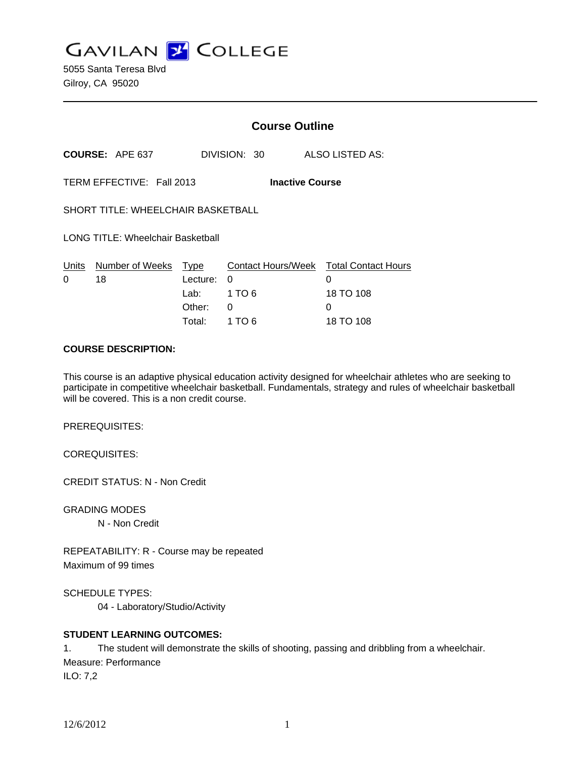# GAVILAN COLLEGE

5055 Santa Teresa Blvd
Gilroy, CA 95020

## Course Outline

**COURSE:** APE 637 DIVISION: 30 ALSO LISTED AS:

TERM EFFECTIVE: Fall 2013 **Inactive Course**

SHORT TITLE: WHEELCHAIR BASKETBALL

LONG TITLE: Wheelchair Basketball

| Units | Number of Weeks | Type | Contact Hours/Week | Total Contact Hours |
|---|---|---|---|---|
| 0 | 18 | Lecture: | 0 | 0 |
| | | Lab: | 1 TO 6 | 18 TO 108 |
| | | Other: | 0 | 0 |
| | | Total: | 1 TO 6 | 18 TO 108 |

**COURSE DESCRIPTION:**

This course is an adaptive physical education activity designed for wheelchair athletes who are seeking to participate in competitive wheelchair basketball. Fundamentals, strategy and rules of wheelchair basketball will be covered. This is a non credit course.

PREREQUISITES:

COREQUISITES:

CREDIT STATUS: N - Non Credit

GRADING MODES

N - Non Credit

REPEATABILITY: R - Course may be repeated
Maximum of 99 times

SCHEDULE TYPES:

04 - Laboratory/Studio/Activity

**STUDENT LEARNING OUTCOMES:**

1. The student will demonstrate the skills of shooting, passing and dribbling from a wheelchair.
Measure: Performance
ILO: 7,2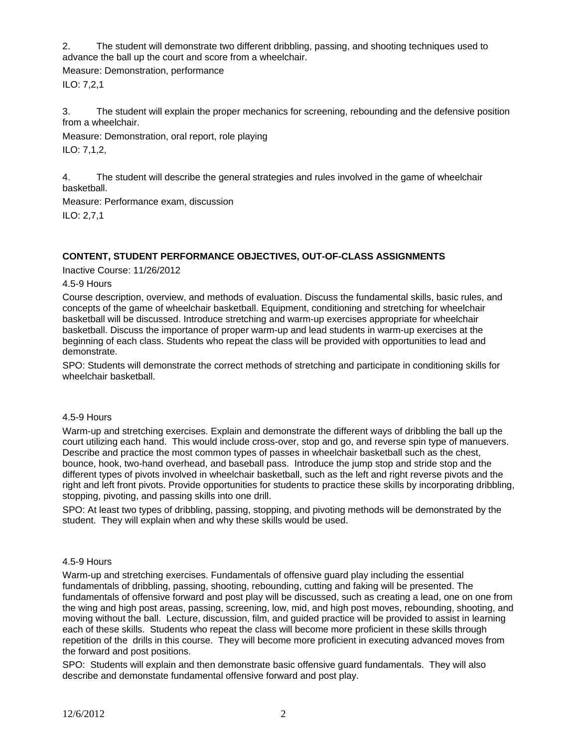2. The student will demonstrate two different dribbling, passing, and shooting techniques used to advance the ball up the court and score from a wheelchair.

Measure: Demonstration, performance

ILO: 7,2,1

3. The student will explain the proper mechanics for screening, rebounding and the defensive position from a wheelchair.

Measure: Demonstration, oral report, role playing

ILO: 7,1,2,

4. The student will describe the general strategies and rules involved in the game of wheelchair basketball.

Measure: Performance exam, discussion

ILO: 2,7,1

## CONTENT, STUDENT PERFORMANCE OBJECTIVES, OUT-OF-CLASS ASSIGNMENTS

Inactive Course: 11/26/2012

4.5-9 Hours

Course description, overview, and methods of evaluation. Discuss the fundamental skills, basic rules, and concepts of the game of wheelchair basketball. Equipment, conditioning and stretching for wheelchair basketball will be discussed. Introduce stretching and warm-up exercises appropriate for wheelchair basketball. Discuss the importance of proper warm-up and lead students in warm-up exercises at the beginning of each class. Students who repeat the class will be provided with opportunities to lead and demonstrate.

SPO: Students will demonstrate the correct methods of stretching and participate in conditioning skills for wheelchair basketball.

4.5-9 Hours

Warm-up and stretching exercises. Explain and demonstrate the different ways of dribbling the ball up the court utilizing each hand. This would include cross-over, stop and go, and reverse spin type of manuevers. Describe and practice the most common types of passes in wheelchair basketball such as the chest, bounce, hook, two-hand overhead, and baseball pass. Introduce the jump stop and stride stop and the different types of pivots involved in wheelchair basketball, such as the left and right reverse pivots and the right and left front pivots. Provide opportunities for students to practice these skills by incorporating dribbling, stopping, pivoting, and passing skills into one drill.

SPO: At least two types of dribbling, passing, stopping, and pivoting methods will be demonstrated by the student. They will explain when and why these skills would be used.

4.5-9 Hours

Warm-up and stretching exercises. Fundamentals of offensive guard play including the essential fundamentals of dribbling, passing, shooting, rebounding, cutting and faking will be presented. The fundamentals of offensive forward and post play will be discussed, such as creating a lead, one on one from the wing and high post areas, passing, screening, low, mid, and high post moves, rebounding, shooting, and moving without the ball. Lecture, discussion, film, and guided practice will be provided to assist in learning each of these skills. Students who repeat the class will become more proficient in these skills through repetition of the drills in this course. They will become more proficient in executing advanced moves from the forward and post positions.

SPO: Students will explain and then demonstrate basic offensive guard fundamentals. They will also describe and demonstate fundamental offensive forward and post play.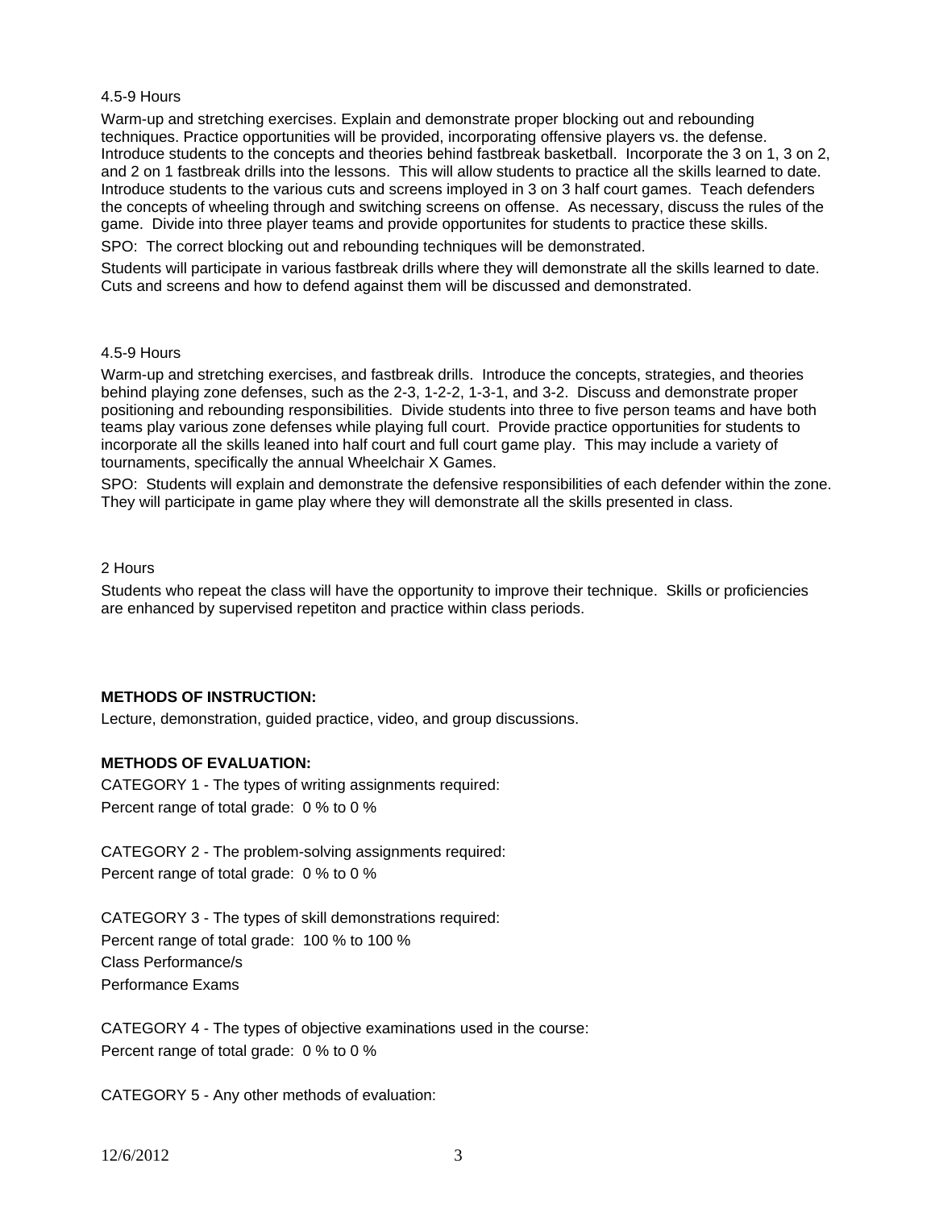4.5-9 Hours

Warm-up and stretching exercises. Explain and demonstrate proper blocking out and rebounding techniques. Practice opportunities will be provided, incorporating offensive players vs. the defense. Introduce students to the concepts and theories behind fastbreak basketball. Incorporate the 3 on 1, 3 on 2, and 2 on 1 fastbreak drills into the lessons. This will allow students to practice all the skills learned to date. Introduce students to the various cuts and screens imployed in 3 on 3 half court games. Teach defenders the concepts of wheeling through and switching screens on offense. As necessary, discuss the rules of the game. Divide into three player teams and provide opportunites for students to practice these skills.

SPO: The correct blocking out and rebounding techniques will be demonstrated.

Students will participate in various fastbreak drills where they will demonstrate all the skills learned to date. Cuts and screens and how to defend against them will be discussed and demonstrated.

4.5-9 Hours

Warm-up and stretching exercises, and fastbreak drills. Introduce the concepts, strategies, and theories behind playing zone defenses, such as the 2-3, 1-2-2, 1-3-1, and 3-2. Discuss and demonstrate proper positioning and rebounding responsibilities. Divide students into three to five person teams and have both teams play various zone defenses while playing full court. Provide practice opportunities for students to incorporate all the skills leaned into half court and full court game play. This may include a variety of tournaments, specifically the annual Wheelchair X Games.

SPO: Students will explain and demonstrate the defensive responsibilities of each defender within the zone. They will participate in game play where they will demonstrate all the skills presented in class.

2 Hours

Students who repeat the class will have the opportunity to improve their technique. Skills or proficiencies are enhanced by supervised repetiton and practice within class periods.

**METHODS OF INSTRUCTION:**

Lecture, demonstration, guided practice, video, and group discussions.

**METHODS OF EVALUATION:**

CATEGORY 1 - The types of writing assignments required:
Percent range of total grade: 0 % to 0 %

CATEGORY 2 - The problem-solving assignments required:
Percent range of total grade: 0 % to 0 %

CATEGORY 3 - The types of skill demonstrations required:
Percent range of total grade: 100 % to 100 %
Class Performance/s
Performance Exams

CATEGORY 4 - The types of objective examinations used in the course:
Percent range of total grade: 0 % to 0 %

CATEGORY 5 - Any other methods of evaluation: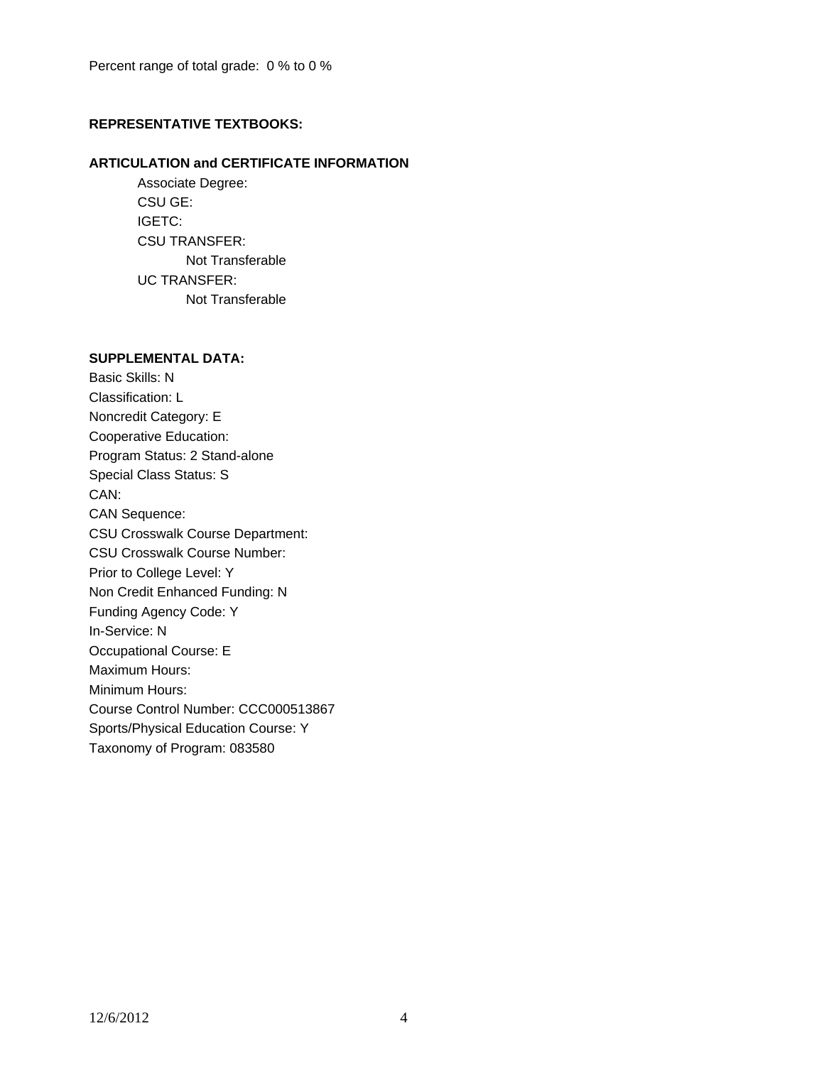Percent range of total grade: 0 % to 0 %

**REPRESENTATIVE TEXTBOOKS:**

**ARTICULATION and CERTIFICATE INFORMATION**

Associate Degree:
CSU GE:
IGETC:
CSU TRANSFER:
Not Transferable
UC TRANSFER:
Not Transferable

**SUPPLEMENTAL DATA:**

Basic Skills: N
Classification: L
Noncredit Category: E
Cooperative Education:
Program Status: 2 Stand-alone
Special Class Status: S
CAN:
CAN Sequence:
CSU Crosswalk Course Department:
CSU Crosswalk Course Number:
Prior to College Level: Y
Non Credit Enhanced Funding: N
Funding Agency Code: Y
In-Service: N
Occupational Course: E
Maximum Hours:
Minimum Hours:
Course Control Number: CCC000513867
Sports/Physical Education Course: Y
Taxonomy of Program: 083580